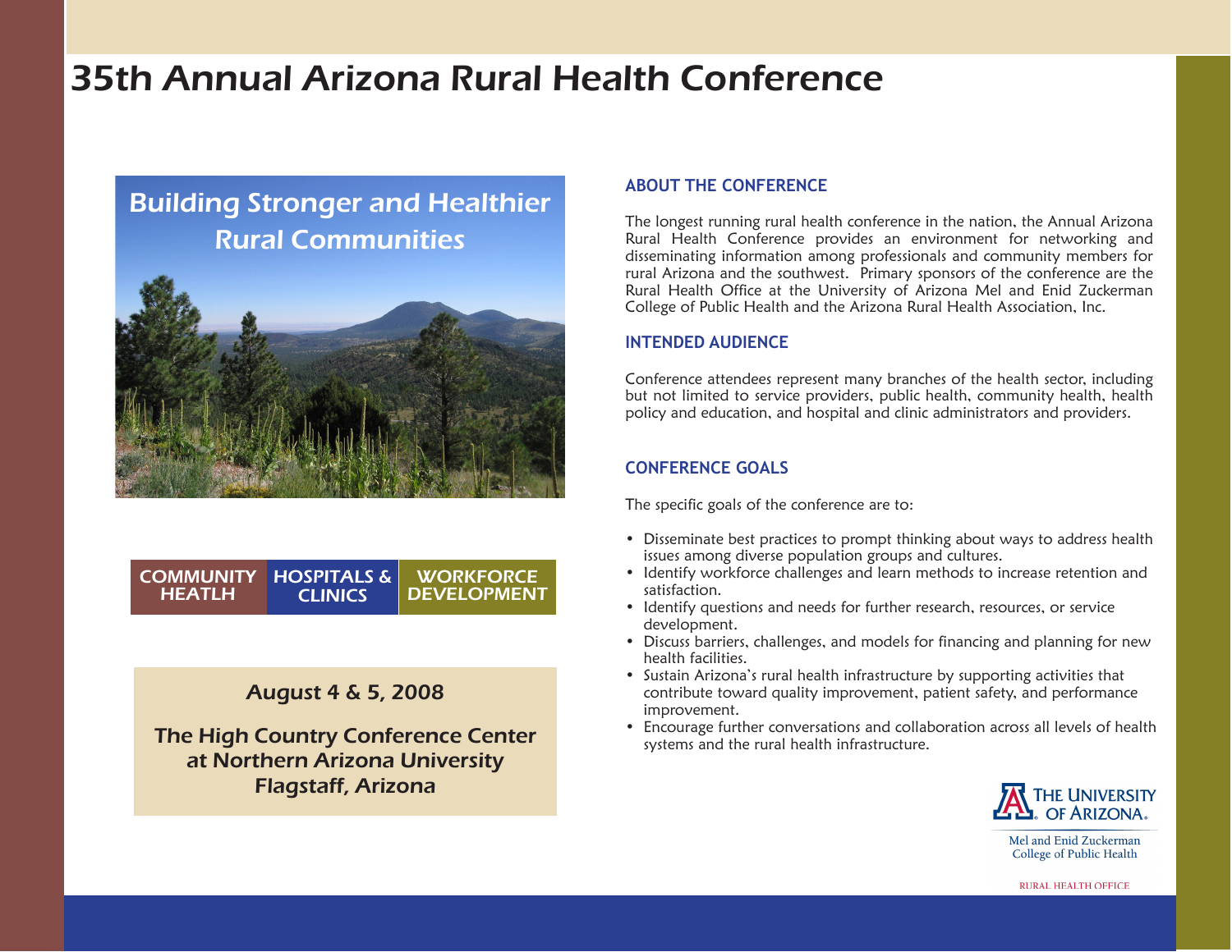# 35th Annual Arizona Rural Health Conference

## Building Stronger and Healthier Rural Communities

COMMUNITY HEATLH | HOSPITALS & CLINICS | WORKFORCE DEVELOPMENT

**August 4 & 5, 2008**

**The High Country Conference Center at Northern Arizona University Flagstaff, Arizona**

### ABOUT THE CONFERENCE

The longest running rural health conference in the nation, the Annual Arizona Rural Health Conference provides an environment for networking and disseminating information among professionals and community members for rural Arizona and the southwest. Primary sponsors of the conference are the Rural Health Office at the University of Arizona Mel and Enid Zuckerman College of Public Health and the Arizona Rural Health Association, Inc.

### INTENDED AUDIENCE

Conference attendees represent many branches of the health sector, including but not limited to service providers, public health, community health, health policy and education, and hospital and clinic administrators and providers.

### CONFERENCE GOALS

The specific goals of the conference are to:

- Disseminate best practices to prompt thinking about ways to address health issues among diverse population groups and cultures.
- Identify workforce challenges and learn methods to increase retention and satisfaction.
- Identify questions and needs for further research, resources, or service development.
- Discuss barriers, challenges, and models for financing and planning for new health facilities.
- Sustain Arizona's rural health infrastructure by supporting activities that contribute toward quality improvement, patient safety, and performance improvement.
- Encourage further conversations and collaboration across all levels of health systems and the rural health infrastructure.

THE UNIVERSITY OF ARIZONA.
Mel and Enid Zuckerman College of Public Health
RURAL HEALTH OFFICE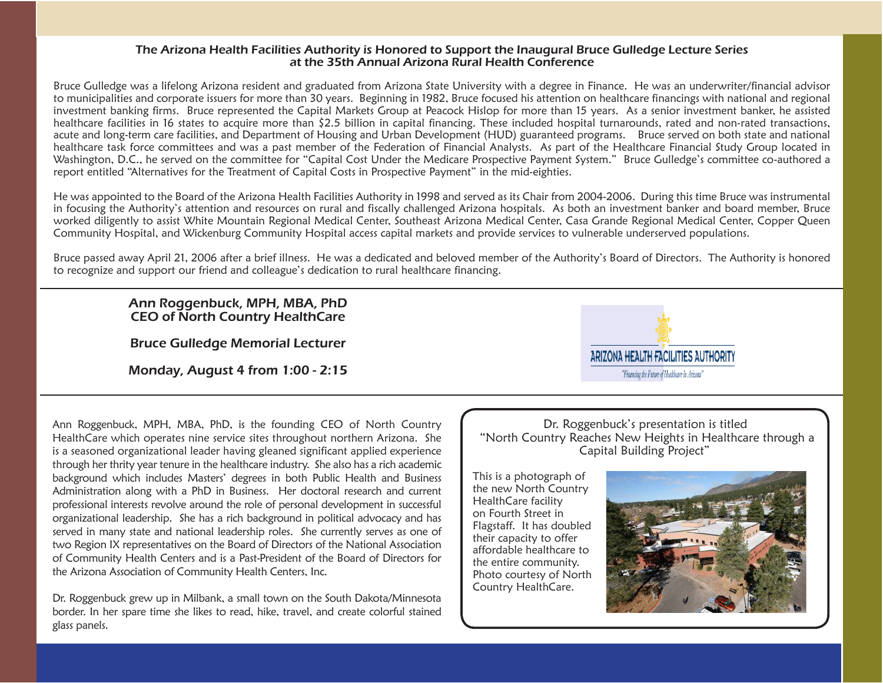## *The Arizona Health Facilities Authority is Honored to Support the Inaugural Bruce Gulledge Lecture Series at the 35th Annual Arizona Rural Health Conference*

Bruce Gulledge was a lifelong Arizona resident and graduated from Arizona State University with a degree in Finance. He was an underwriter/financial advisor to municipalities and corporate issuers for more than 30 years. Beginning in 1982, Bruce focused his attention on healthcare financings with national and regional investment banking firms. Bruce represented the Capital Markets Group at Peacock Hislop for more than 15 years. As a senior investment banker, he assisted healthcare facilities in 16 states to acquire more than $2.5 billion in capital financing. These included hospital turnarounds, rated and non-rated transactions, acute and long-term care facilities, and Department of Housing and Urban Development (HUD) guaranteed programs. Bruce served on both state and national healthcare task force committees and was a past member of the Federation of Financial Analysts. As part of the Healthcare Financial Study Group located in Washington, D.C., he served on the committee for "Capital Cost Under the Medicare Prospective Payment System." Bruce Gulledge's committee co-authored a report entitled "Alternatives for the Treatment of Capital Costs in Prospective Payment" in the mid-eighties.

He was appointed to the Board of the Arizona Health Facilities Authority in 1998 and served as its Chair from 2004-2006. During this time Bruce was instrumental in focusing the Authority's attention and resources on rural and fiscally challenged Arizona hospitals. As both an investment banker and board member, Bruce worked diligently to assist White Mountain Regional Medical Center, Southeast Arizona Medical Center, Casa Grande Regional Medical Center, Copper Queen Community Hospital, and Wickenburg Community Hospital access capital markets and provide services to vulnerable underserved populations.

Bruce passed away April 21, 2006 after a brief illness. He was a dedicated and beloved member of the Authority's Board of Directors. The Authority is honored to recognize and support our friend and colleague's dedication to rural healthcare financing.

---

### *Ann Roggenbuck, MPH, MBA, PhD*
### CEO of North Country HealthCare

### *Bruce Gulledge Memorial Lecturer*

### *Monday, August 4 from 1:00 - 2:15*

ARIZONA HEALTH FACILITIES AUTHORITY
"Financing the Future of Healthcare in Arizona"

---

Ann Roggenbuck, MPH, MBA, PhD, is the founding CEO of North Country HealthCare which operates nine service sites throughout northern Arizona. She is a seasoned organizational leader having gleaned significant applied experience through her thrity year tenure in the healthcare industry. She also has a rich academic background which includes Masters' degrees in both Public Health and Business Administration along with a PhD in Business. Her doctoral research and current professional interests revolve around the role of personal development in successful organizational leadership. She has a rich background in political advocacy and has served in many state and national leadership roles. She currently serves as one of two Region IX representatives on the Board of Directors of the National Association of Community Health Centers and is a Past-President of the Board of Directors for the Arizona Association of Community Health Centers, Inc.

Dr. Roggenbuck grew up in Milbank, a small town on the South Dakota/Minnesota border. In her spare time she likes to read, hike, travel, and create colorful stained glass panels.

Dr. Roggenbuck's presentation is titled "North Country Reaches New Heights in Healthcare through a Capital Building Project"

This is a photograph of the new North Country HealthCare facility on Fourth Street in Flagstaff. It has doubled their capacity to offer affordable healthcare to the entire community. Photo courtesy of North Country HealthCare.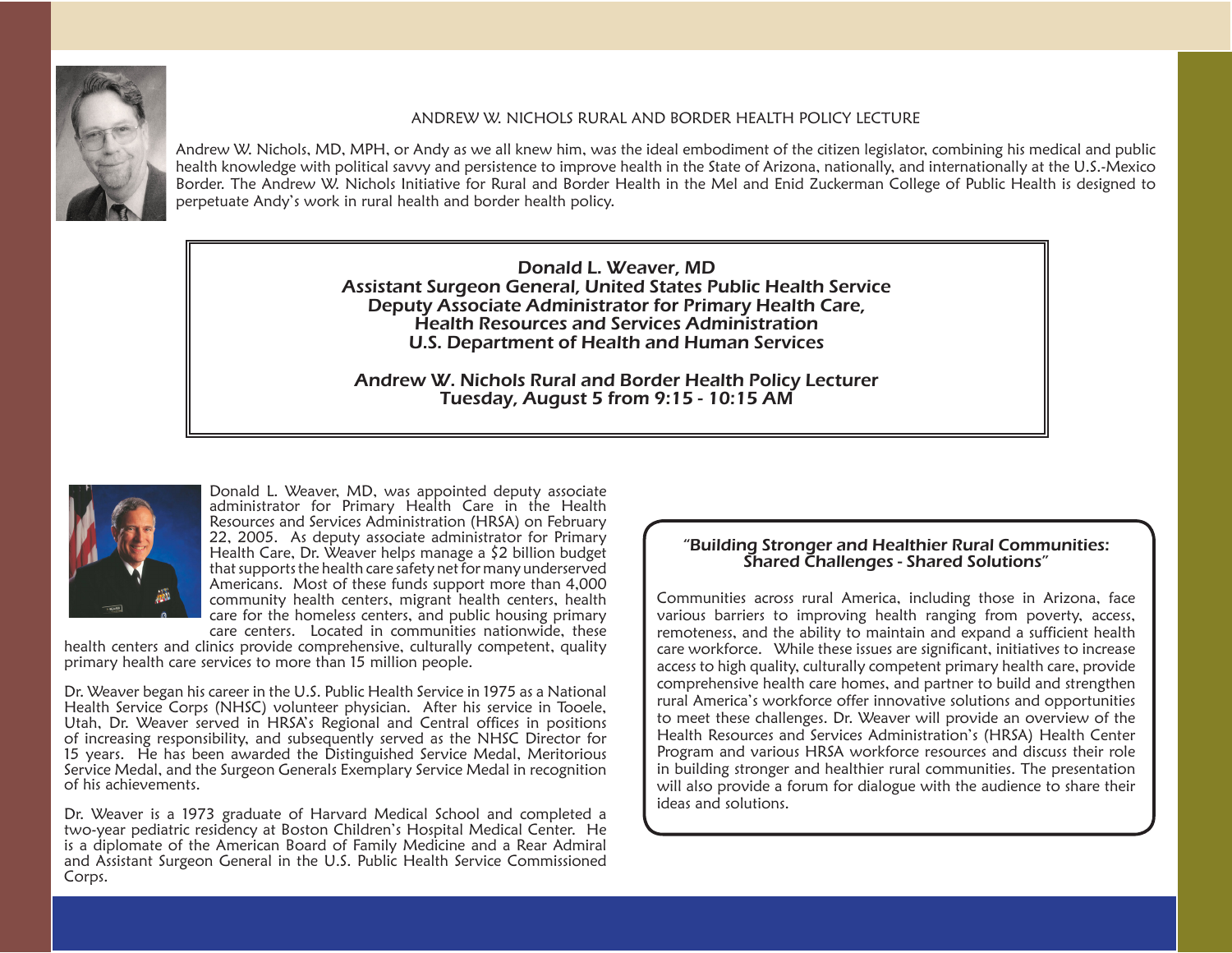## ANDREW W. NICHOLS RURAL AND BORDER HEALTH POLICY LECTURE

Andrew W. Nichols, MD, MPH, or Andy as we all knew him, was the ideal embodiment of the citizen legislator, combining his medical and public health knowledge with political savvy and persistence to improve health in the State of Arizona, nationally, and internationally at the U.S.-Mexico Border. The Andrew W. Nichols Initiative for Rural and Border Health in the Mel and Enid Zuckerman College of Public Health is designed to perpetuate Andy's work in rural health and border health policy.

***Donald L. Weaver, MD***
***Assistant Surgeon General, United States Public Health Service***
***Deputy Associate Administrator for Primary Health Care,***
***Health Resources and Services Administration***
***U.S. Department of Health and Human Services***

***Andrew W. Nichols Rural and Border Health Policy Lecturer***
***Tuesday, August 5 from 9:15 - 10:15 AM***

Donald L. Weaver, MD, was appointed deputy associate administrator for Primary Health Care in the Health Resources and Services Administration (HRSA) on February 22, 2005. As deputy associate administrator for Primary Health Care, Dr. Weaver helps manage a $2 billion budget that supports the health care safety net for many underserved Americans. Most of these funds support more than 4,000 community health centers, migrant health centers, health care for the homeless centers, and public housing primary care centers. Located in communities nationwide, these health centers and clinics provide comprehensive, culturally competent, quality primary health care services to more than 15 million people.

Dr. Weaver began his career in the U.S. Public Health Service in 1975 as a National Health Service Corps (NHSC) volunteer physician. After his service in Tooele, Utah, Dr. Weaver served in HRSA's Regional and Central offices in positions of increasing responsibility, and subsequently served as the NHSC Director for 15 years. He has been awarded the Distinguished Service Medal, Meritorious Service Medal, and the Surgeon Generals Exemplary Service Medal in recognition of his achievements.

Dr. Weaver is a 1973 graduate of Harvard Medical School and completed a two-year pediatric residency at Boston Children's Hospital Medical Center. He is a diplomate of the American Board of Family Medicine and a Rear Admiral and Assistant Surgeon General in the U.S. Public Health Service Commissioned Corps.

***"Building Stronger and Healthier Rural Communities: Shared Challenges - Shared Solutions"***

Communities across rural America, including those in Arizona, face various barriers to improving health ranging from poverty, access, remoteness, and the ability to maintain and expand a sufficient health care workforce. While these issues are significant, initiatives to increase access to high quality, culturally competent primary health care, provide comprehensive health care homes, and partner to build and strengthen rural America's workforce offer innovative solutions and opportunities to meet these challenges. Dr. Weaver will provide an overview of the Health Resources and Services Administration's (HRSA) Health Center Program and various HRSA workforce resources and discuss their role in building stronger and healthier rural communities. The presentation will also provide a forum for dialogue with the audience to share their ideas and solutions.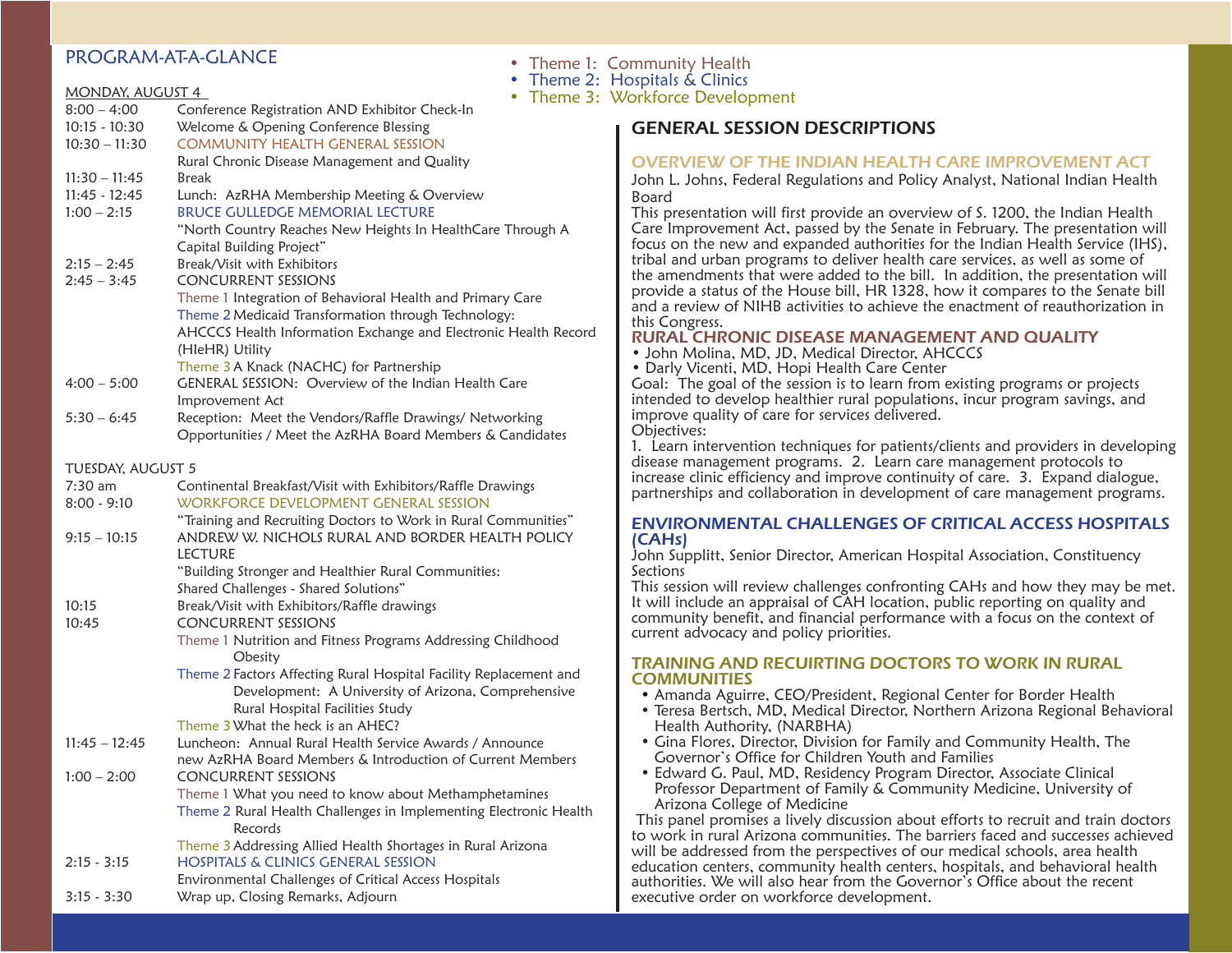## PROGRAM-AT-A-GLANCE

- Theme 1: Community Health
- Theme 2: Hospitals & Clinics
- Theme 3: Workforce Development

### MONDAY, AUGUST 4

| Time | Event |
|---|---|
| 8:00 – 4:00 | Conference Registration AND Exhibitor Check-In |
| 10:15 - 10:30 | Welcome & Opening Conference Blessing |
| 10:30 – 11:30 | COMMUNITY HEALTH GENERAL SESSION<br>Rural Chronic Disease Management and Quality |
| 11:30 – 11:45 | Break |
| 11:45 - 12:45 | Lunch: AzRHA Membership Meeting & Overview |
| 1:00 – 2:15 | BRUCE GULLEDGE MEMORIAL LECTURE<br>"North Country Reaches New Heights In HealthCare Through A Capital Building Project" |
| 2:15 – 2:45 | Break/Visit with Exhibitors |
| 2:45 – 3:45 | CONCURRENT SESSIONS<br>Theme 1 Integration of Behavioral Health and Primary Care<br>Theme 2 Medicaid Transformation through Technology: AHCCCS Health Information Exchange and Electronic Health Record (HIeHR) Utility<br>Theme 3 A Knack (NACHC) for Partnership |
| 4:00 – 5:00 | GENERAL SESSION: Overview of the Indian Health Care Improvement Act |
| 5:30 – 6:45 | Reception: Meet the Vendors/Raffle Drawings/ Networking Opportunities / Meet the AzRHA Board Members & Candidates |

### TUESDAY, AUGUST 5

| Time | Event |
|---|---|
| 7:30 am | Continental Breakfast/Visit with Exhibitors/Raffle Drawings |
| 8:00 - 9:10 | WORKFORCE DEVELOPMENT GENERAL SESSION<br>"Training and Recruiting Doctors to Work in Rural Communities" |
| 9:15 – 10:15 | ANDREW W. NICHOLS RURAL AND BORDER HEALTH POLICY LECTURE<br>"Building Stronger and Healthier Rural Communities: Shared Challenges - Shared Solutions" |
| 10:15 | Break/Visit with Exhibitors/Raffle drawings |
| 10:45 | CONCURRENT SESSIONS<br>Theme 1 Nutrition and Fitness Programs Addressing Childhood Obesity<br>Theme 2 Factors Affecting Rural Hospital Facility Replacement and Development: A University of Arizona, Comprehensive Rural Hospital Facilities Study<br>Theme 3 What the heck is an AHEC? |
| 11:45 – 12:45 | Luncheon: Annual Rural Health Service Awards / Announce new AzRHA Board Members & Introduction of Current Members |
| 1:00 – 2:00 | CONCURRENT SESSIONS<br>Theme 1 What you need to know about Methamphetamines<br>Theme 2 Rural Health Challenges in Implementing Electronic Health Records<br>Theme 3 Addressing Allied Health Shortages in Rural Arizona |
| 2:15 - 3:15 | HOSPITALS & CLINICS GENERAL SESSION<br>Environmental Challenges of Critical Access Hospitals |
| 3:15 - 3:30 | Wrap up, Closing Remarks, Adjourn |

## GENERAL SESSION DESCRIPTIONS

### OVERVIEW OF THE INDIAN HEALTH CARE IMPROVEMENT ACT

John L. Johns, Federal Regulations and Policy Analyst, National Indian Health Board

This presentation will first provide an overview of S. 1200, the Indian Health Care Improvement Act, passed by the Senate in February. The presentation will focus on the new and expanded authorities for the Indian Health Service (IHS), tribal and urban programs to deliver health care services, as well as some of the amendments that were added to the bill. In addition, the presentation will provide a status of the House bill, HR 1328, how it compares to the Senate bill and a review of NIHB activities to achieve the enactment of reauthorization in this Congress.

### RURAL CHRONIC DISEASE MANAGEMENT AND QUALITY

- John Molina, MD, JD, Medical Director, AHCCCS
- Darly Vicenti, MD, Hopi Health Care Center

Goal: The goal of the session is to learn from existing programs or projects intended to develop healthier rural populations, incur program savings, and improve quality of care for services delivered.

Objectives:

1. Learn intervention techniques for patients/clients and providers in developing disease management programs. 2. Learn care management protocols to increase clinic efficiency and improve continuity of care. 3. Expand dialogue, partnerships and collaboration in development of care management programs.

### ENVIRONMENTAL CHALLENGES OF CRITICAL ACCESS HOSPITALS (CAHs)

John Supplitt, Senior Director, American Hospital Association, Constituency Sections

This session will review challenges confronting CAHs and how they may be met. It will include an appraisal of CAH location, public reporting on quality and community benefit, and financial performance with a focus on the context of current advocacy and policy priorities.

### TRAINING AND RECUIRTING DOCTORS TO WORK IN RURAL COMMUNITIES

- Amanda Aguirre, CEO/President, Regional Center for Border Health
- Teresa Bertsch, MD, Medical Director, Northern Arizona Regional Behavioral Health Authority, (NARBHA)
- Gina Flores, Director, Division for Family and Community Health, The Governor's Office for Children Youth and Families
- Edward G. Paul, MD, Residency Program Director, Associate Clinical Professor Department of Family & Community Medicine, University of Arizona College of Medicine

This panel promises a lively discussion about efforts to recruit and train doctors to work in rural Arizona communities. The barriers faced and successes achieved will be addressed from the perspectives of our medical schools, area health education centers, community health centers, hospitals, and behavioral health authorities. We will also hear from the Governor's Office about the recent executive order on workforce development.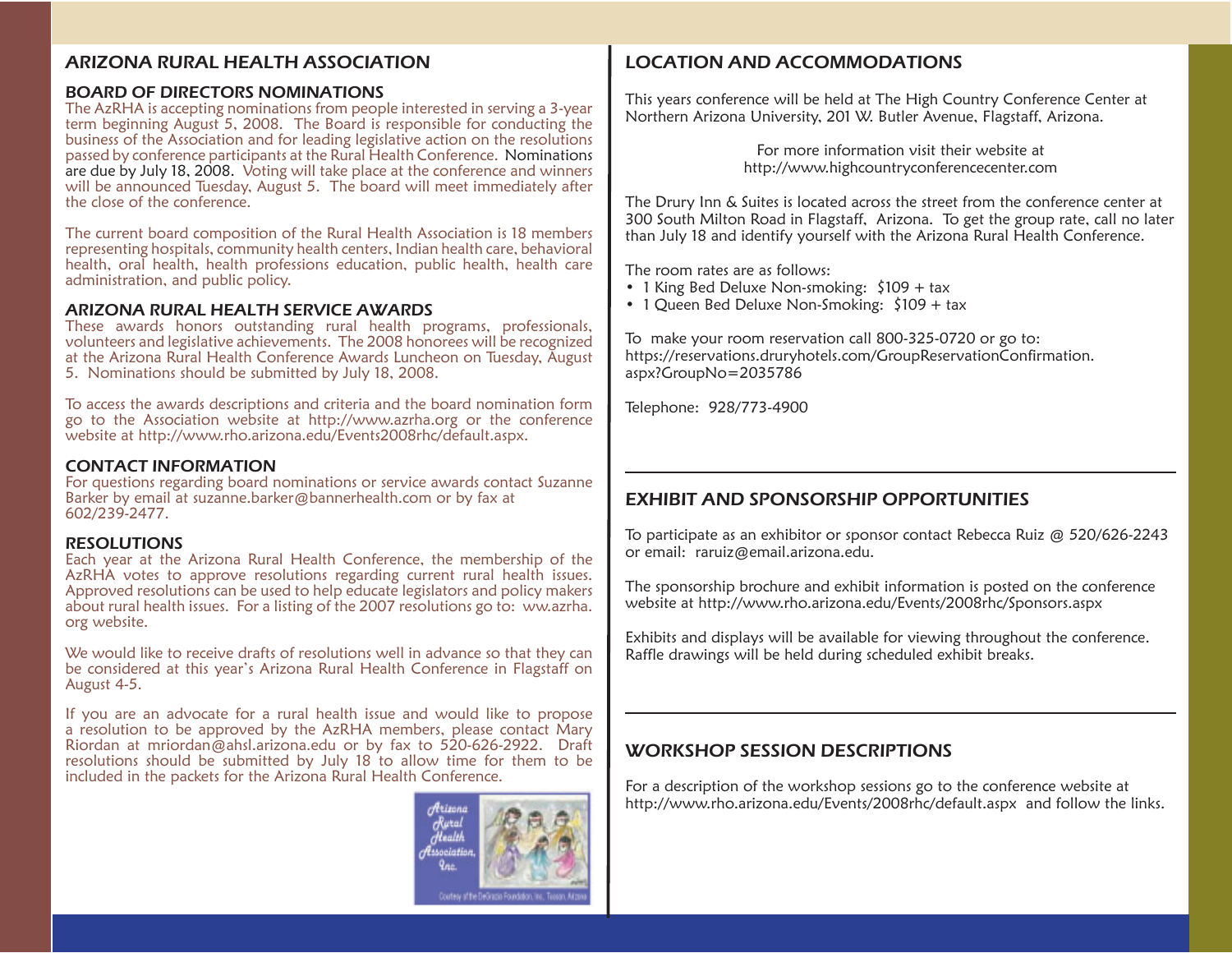## ARIZONA RURAL HEALTH ASSOCIATION

### BOARD OF DIRECTORS NOMINATIONS

The AzRHA is accepting nominations from people interested in serving a 3-year term beginning August 5, 2008. The Board is responsible for conducting the business of the Association and for leading legislative action on the resolutions passed by conference participants at the Rural Health Conference. Nominations are due by July 18, 2008. Voting will take place at the conference and winners will be announced Tuesday, August 5. The board will meet immediately after the close of the conference.

The current board composition of the Rural Health Association is 18 members representing hospitals, community health centers, Indian health care, behavioral health, oral health, health professions education, public health, health care administration, and public policy.

### ARIZONA RURAL HEALTH SERVICE AWARDS

These awards honors outstanding rural health programs, professionals, volunteers and legislative achievements. The 2008 honorees will be recognized at the Arizona Rural Health Conference Awards Luncheon on Tuesday, August 5. Nominations should be submitted by July 18, 2008.

To access the awards descriptions and criteria and the board nomination form go to the Association website at http://www.azrha.org or the conference website at http://www.rho.arizona.edu/Events2008rhc/default.aspx.

### CONTACT INFORMATION

For questions regarding board nominations or service awards contact Suzanne Barker by email at suzanne.barker@bannerhealth.com or by fax at 602/239-2477.

### RESOLUTIONS

Each year at the Arizona Rural Health Conference, the membership of the AzRHA votes to approve resolutions regarding current rural health issues. Approved resolutions can be used to help educate legislators and policy makers about rural health issues. For a listing of the 2007 resolutions go to: ww.azrha.org website.

We would like to receive drafts of resolutions well in advance so that they can be considered at this year's Arizona Rural Health Conference in Flagstaff on August 4-5.

If you are an advocate for a rural health issue and would like to propose a resolution to be approved by the AzRHA members, please contact Mary Riordan at mriordan@ahsl.arizona.edu or by fax to 520-626-2922. Draft resolutions should be submitted by July 18 to allow time for them to be included in the packets for the Arizona Rural Health Conference.

Arizona Rural Health Association, Inc.

Courtesy of the DeGrazia Foundation, Inc. Tucson, Arizona

## LOCATION AND ACCOMMODATIONS

This years conference will be held at The High Country Conference Center at Northern Arizona University, 201 W. Butler Avenue, Flagstaff, Arizona.

For more information visit their website at
http://www.highcountryconferencecenter.com

The Drury Inn & Suites is located across the street from the conference center at 300 South Milton Road in Flagstaff, Arizona. To get the group rate, call no later than July 18 and identify yourself with the Arizona Rural Health Conference.

The room rates are as follows:

- 1 King Bed Deluxe Non-smoking: $109 + tax
- 1 Queen Bed Deluxe Non-Smoking: $109 + tax

To make your room reservation call 800-325-0720 or go to:
https://reservations.druryhotels.com/GroupReservationConfirmation.aspx?GroupNo=2035786

Telephone: 928/773-4900

## EXHIBIT AND SPONSORSHIP OPPORTUNITIES

To participate as an exhibitor or sponsor contact Rebecca Ruiz @ 520/626-2243 or email: raruiz@email.arizona.edu.

The sponsorship brochure and exhibit information is posted on the conference website at http://www.rho.arizona.edu/Events/2008rhc/Sponsors.aspx

Exhibits and displays will be available for viewing throughout the conference. Raffle drawings will be held during scheduled exhibit breaks.

## WORKSHOP SESSION DESCRIPTIONS

For a description of the workshop sessions go to the conference website at http://www.rho.arizona.edu/Events/2008rhc/default.aspx and follow the links.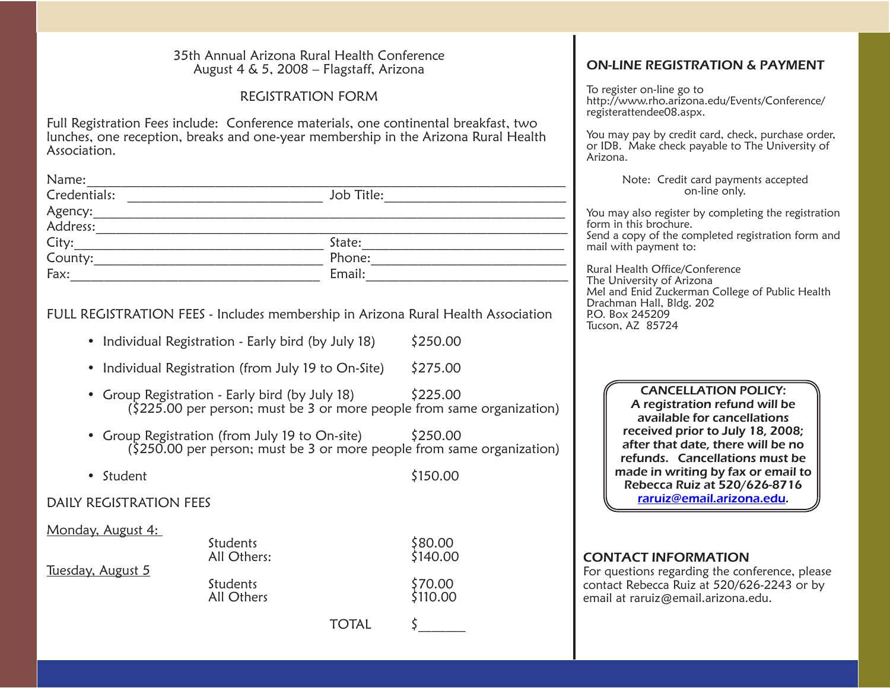35th Annual Arizona Rural Health Conference
August 4 & 5, 2008 – Flagstaff, Arizona

## REGISTRATION FORM

Full Registration Fees include: Conference materials, one continental breakfast, two lunches, one reception, breaks and one-year membership in the Arizona Rural Health Association.

Name:______________________________________________

Credentials: ____________________ Job Title:____________________

Agency:______________________________________________

Address:______________________________________________

City:____________________ State:____________________

County:____________________ Phone:____________________

Fax:____________________ Email:____________________

FULL REGISTRATION FEES - Includes membership in Arizona Rural Health Association

- Individual Registration - Early bird (by July 18) $250.00
- Individual Registration (from July 19 to On-Site) $275.00
- Group Registration - Early bird (by July 18) $225.00
  ($225.00 per person; must be 3 or more people from same organization)
- Group Registration (from July 19 to On-site) $250.00
  ($250.00 per person; must be 3 or more people from same organization)
- Student $150.00

DAILY REGISTRATION FEES

| | | |
|---|---|---|
| Monday, August 4: | Students | $80.00 |
| | All Others: | $140.00 |
| Tuesday, August 5 | Students | $70.00 |
| | All Others | $110.00 |

TOTAL $______

## ON-LINE REGISTRATION & PAYMENT

To register on-line go to http://www.rho.arizona.edu/Events/Conference/registerattendee08.aspx.

You may pay by credit card, check, purchase order, or IDB. Make check payable to The University of Arizona.

Note: Credit card payments accepted on-line only.

You may also register by completing the registration form in this brochure.
Send a copy of the completed registration form and mail with payment to:

Rural Health Office/Conference
The University of Arizona
Mel and Enid Zuckerman College of Public Health
Drachman Hall, Bldg. 202
P.O. Box 245209
Tucson, AZ 85724

**CANCELLATION POLICY:**
***A registration refund will be available for cancellations received prior to July 18, 2008; after that date, there will be no refunds.*** **Cancellations must be made in writing by fax or email to Rebecca Ruiz at 520/626-8716 raruiz@email.arizona.edu.**

## CONTACT INFORMATION

For questions regarding the conference, please contact Rebecca Ruiz at 520/626-2243 or by email at raruiz@email.arizona.edu.